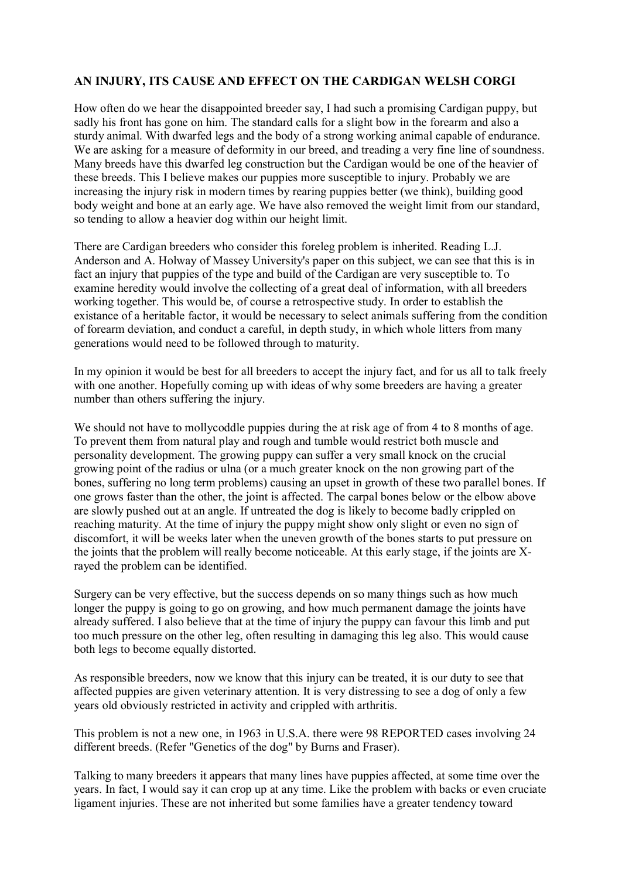**AN INJURY, ITS CAUSE AND EFFECT ON THE CARDIGAN WELSH CORGI**

How often do we hear the disappointed breeder say, I had such a promising Cardigan puppy, but sadly his front has gone on him. The standard calls for a slight bow in the forearm and also a sturdy animal. With dwarfed legs and the body of a strong working animal capable of endurance. We are asking for a measure of deformity in our breed, and treading a very fine line of soundness. Many breeds have this dwarfed leg construction but the Cardigan would be one of the heavier of these breeds. This I believe makes our puppies more susceptible to injury. Probably we are increasing the injury risk in modern times by rearing puppies better (we think), building good body weight and bone at an early age. We have also removed the weight limit from our standard, so tending to allow a heavier dog within our height limit.

There are Cardigan breeders who consider this foreleg problem is inherited. Reading L.J. Anderson and A. Holway of Massey University's paper on this subject, we can see that this is in fact an injury that puppies of the type and build of the Cardigan are very susceptible to. To examine heredity would involve the collecting of a great deal of information, with all breeders working together. This would be, of course a retrospective study. In order to establish the existance of a heritable factor, it would be necessary to select animals suffering from the condition of forearm deviation, and conduct a careful, in depth study, in which whole litters from many generations would need to be followed through to maturity.

In my opinion it would be best for all breeders to accept the injury fact, and for us all to talk freely with one another. Hopefully coming up with ideas of why some breeders are having a greater number than others suffering the injury.

We should not have to mollycoddle puppies during the at risk age of from 4 to 8 months of age. To prevent them from natural play and rough and tumble would restrict both muscle and personality development. The growing puppy can suffer a very small knock on the crucial growing point of the radius or ulna (or a much greater knock on the non growing part of the bones, suffering no long term problems) causing an upset in growth of these two parallel bones. If one grows faster than the other, the joint is affected. The carpal bones below or the elbow above are slowly pushed out at an angle. If untreated the dog is likely to become badly crippled on reaching maturity. At the time of injury the puppy might show only slight or even no sign of discomfort, it will be weeks later when the uneven growth of the bones starts to put pressure on the joints that the problem will really become noticeable. At this early stage, if the joints are X-rayed the problem can be identified.

Surgery can be very effective, but the success depends on so many things such as how much longer the puppy is going to go on growing, and how much permanent damage the joints have already suffered. I also believe that at the time of injury the puppy can favour this limb and put too much pressure on the other leg, often resulting in damaging this leg also. This would cause both legs to become equally distorted.

As responsible breeders, now we know that this injury can be treated, it is our duty to see that affected puppies are given veterinary attention. It is very distressing to see a dog of only a few years old obviously restricted in activity and crippled with arthritis.

This problem is not a new one, in 1963 in U.S.A. there were 98 REPORTED cases involving 24 different breeds. (Refer "Genetics of the dog" by Burns and Fraser).

Talking to many breeders it appears that many lines have puppies affected, at some time over the years. In fact, I would say it can crop up at any time. Like the problem with backs or even cruciate ligament injuries. These are not inherited but some families have a greater tendency toward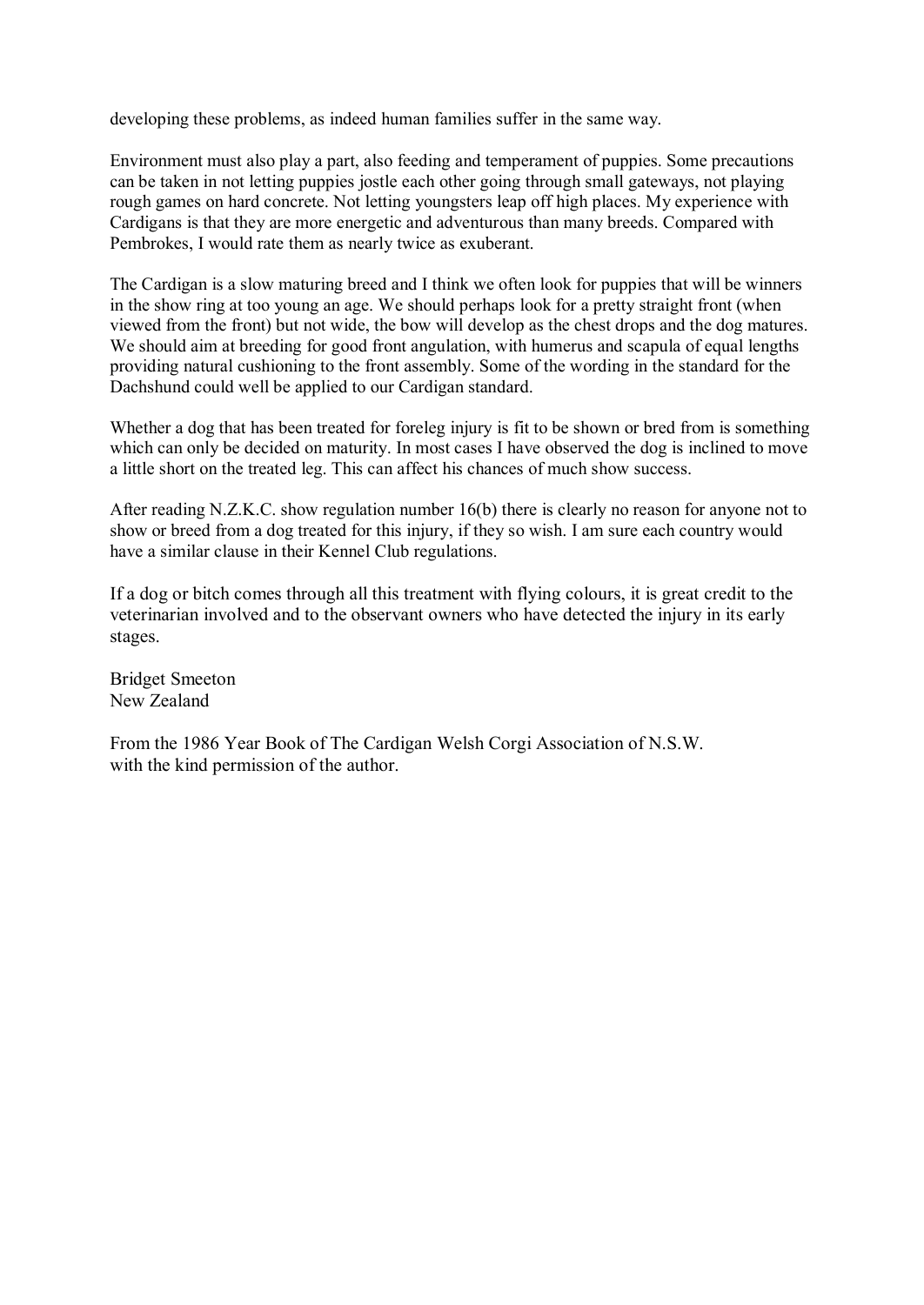developing these problems, as indeed human families suffer in the same way.

Environment must also play a part, also feeding and temperament of puppies. Some precautions can be taken in not letting puppies jostle each other going through small gateways, not playing rough games on hard concrete. Not letting youngsters leap off high places. My experience with Cardigans is that they are more energetic and adventurous than many breeds. Compared with Pembrokes, I would rate them as nearly twice as exuberant.

The Cardigan is a slow maturing breed and I think we often look for puppies that will be winners in the show ring at too young an age. We should perhaps look for a pretty straight front (when viewed from the front) but not wide, the bow will develop as the chest drops and the dog matures. We should aim at breeding for good front angulation, with humerus and scapula of equal lengths providing natural cushioning to the front assembly. Some of the wording in the standard for the Dachshund could well be applied to our Cardigan standard.

Whether a dog that has been treated for foreleg injury is fit to be shown or bred from is something which can only be decided on maturity. In most cases I have observed the dog is inclined to move a little short on the treated leg. This can affect his chances of much show success.

After reading N.Z.K.C. show regulation number 16(b) there is clearly no reason for anyone not to show or breed from a dog treated for this injury, if they so wish. I am sure each country would have a similar clause in their Kennel Club regulations.

If a dog or bitch comes through all this treatment with flying colours, it is great credit to the veterinarian involved and to the observant owners who have detected the injury in its early stages.

Bridget Smeeton
New Zealand

From the 1986 Year Book of The Cardigan Welsh Corgi Association of N.S.W.
with the kind permission of the author.